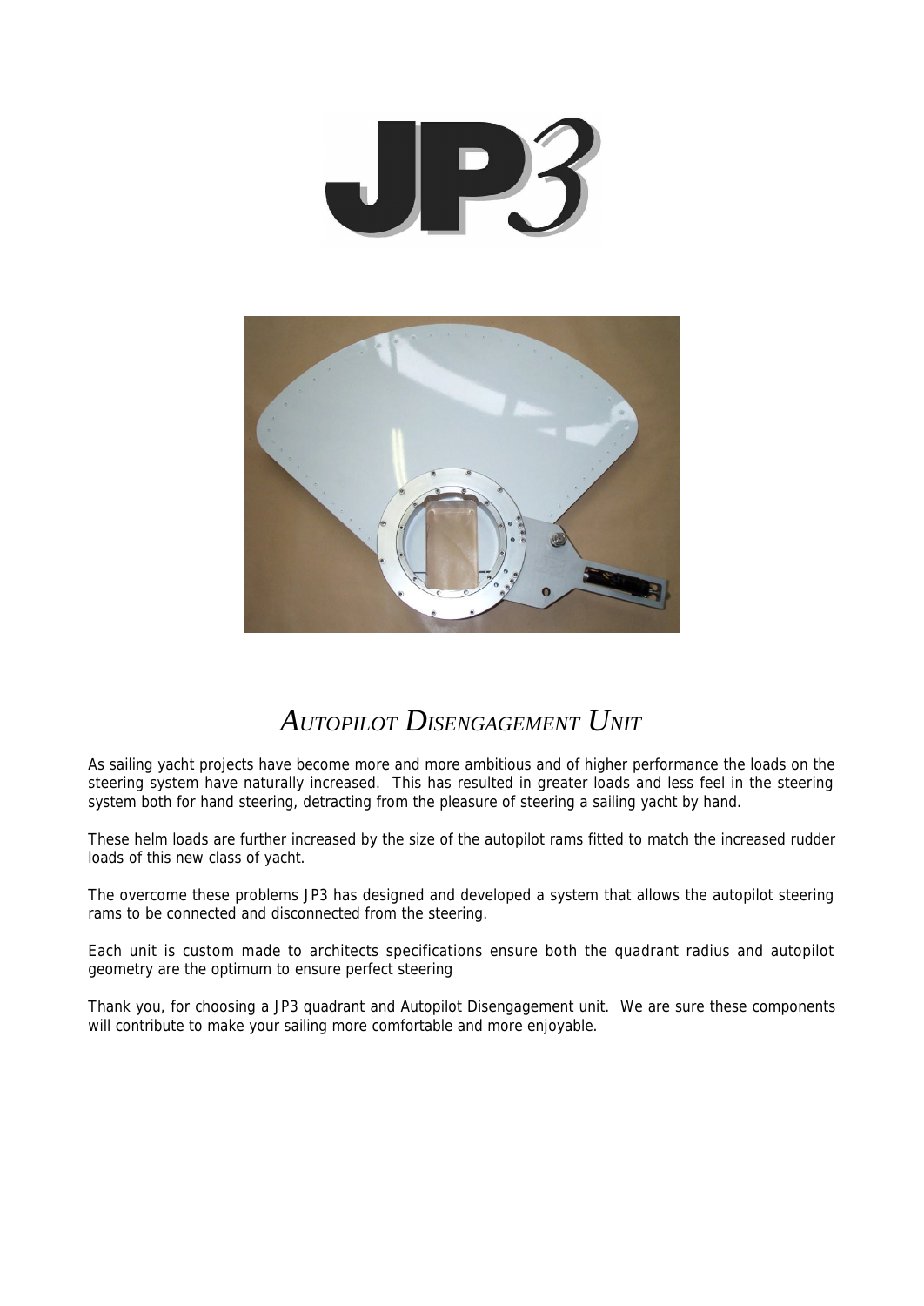# JP3

## *Autopilot Disengagement Unit*

As sailing yacht projects have become more and more ambitious and of higher performance the loads on the steering system have naturally increased. This has resulted in greater loads and less feel in the steering system both for hand steering, detracting from the pleasure of steering a sailing yacht by hand.

These helm loads are further increased by the size of the autopilot rams fitted to match the increased rudder loads of this new class of yacht.

The overcome these problems JP3 has designed and developed a system that allows the autopilot steering rams to be connected and disconnected from the steering.

Each unit is custom made to architects specifications ensure both the quadrant radius and autopilot geometry are the optimum to ensure perfect steering

Thank you, for choosing a JP3 quadrant and Autopilot Disengagement unit. We are sure these components will contribute to make your sailing more comfortable and more enjoyable.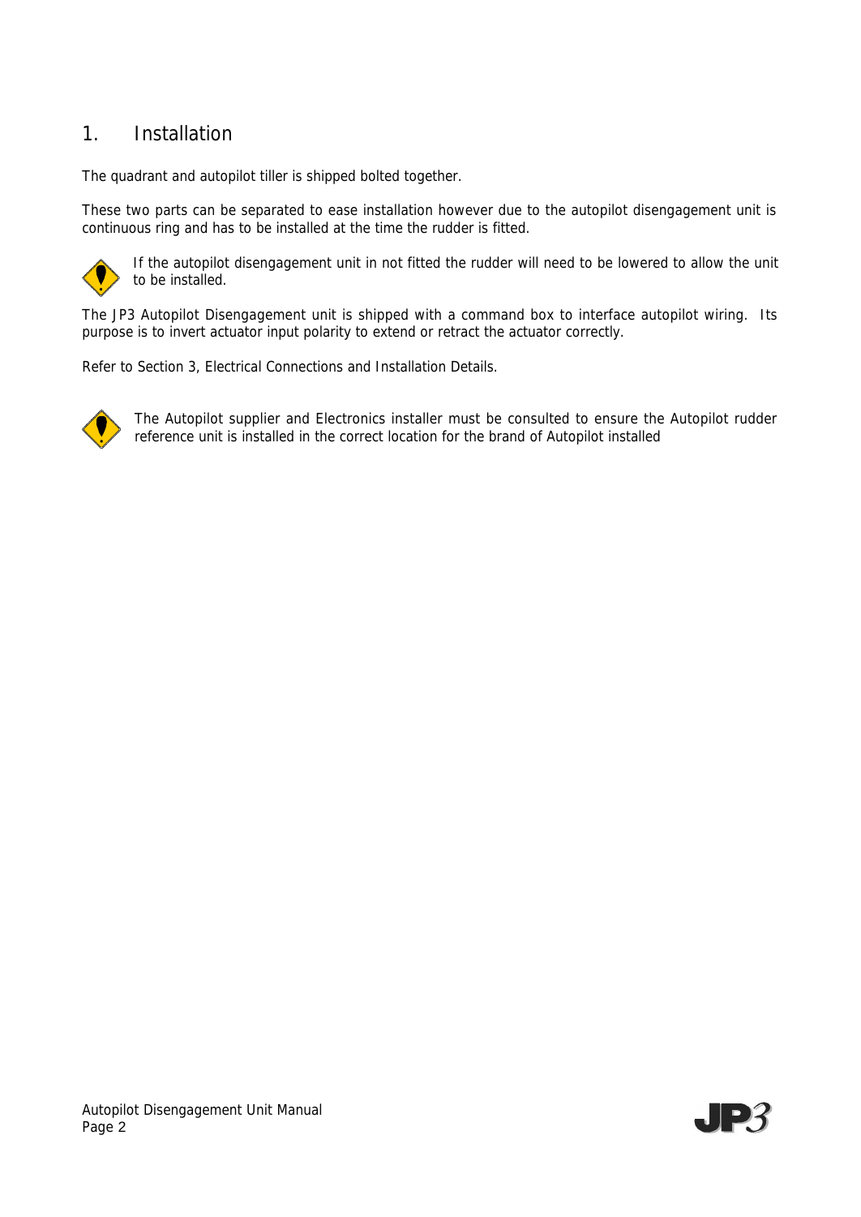# 1. Installation

The quadrant and autopilot tiller is shipped bolted together.

These two parts can be separated to ease installation however due to the autopilot disengagement unit is continuous ring and has to be installed at the time the rudder is fitted.

If the autopilot disengagement unit in not fitted the rudder will need to be lowered to allow the unit to be installed.

The JP3 Autopilot Disengagement unit is shipped with a command box to interface autopilot wiring. Its purpose is to invert actuator input polarity to extend or retract the actuator correctly.

Refer to Section 3, Electrical Connections and Installation Details.

The Autopilot supplier and Electronics installer must be consulted to ensure the Autopilot rudder reference unit is installed in the correct location for the brand of Autopilot installed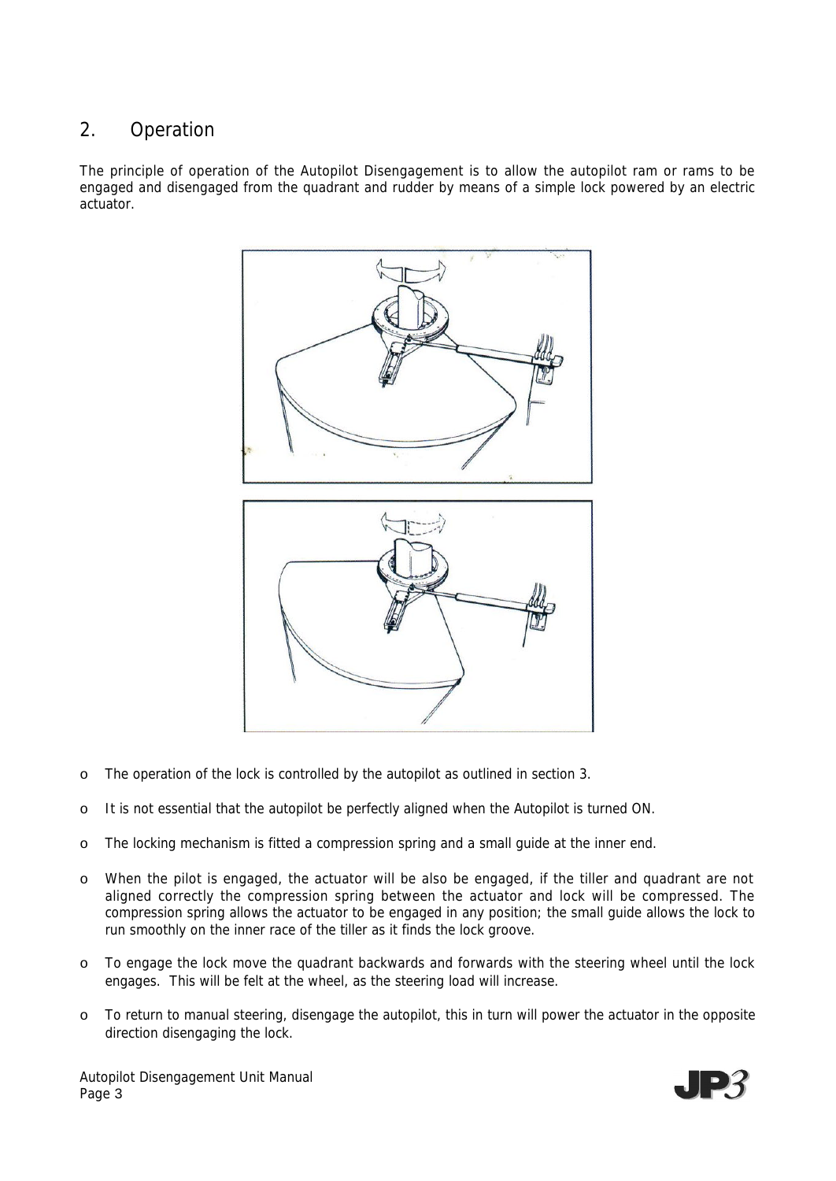## 2. Operation

The principle of operation of the Autopilot Disengagement is to allow the autopilot ram or rams to be engaged and disengaged from the quadrant and rudder by means of a simple lock powered by an electric actuator.

- The operation of the lock is controlled by the autopilot as outlined in section 3.
- It is not essential that the autopilot be perfectly aligned when the Autopilot is turned ON.
- The locking mechanism is fitted a compression spring and a small guide at the inner end.
- When the pilot is engaged, the actuator will be also be engaged, if the tiller and quadrant are not aligned correctly the compression spring between the actuator and lock will be compressed. The compression spring allows the actuator to be engaged in any position; the small guide allows the lock to run smoothly on the inner race of the tiller as it finds the lock groove.
- To engage the lock move the quadrant backwards and forwards with the steering wheel until the lock engages. This will be felt at the wheel, as the steering load will increase.
- To return to manual steering, disengage the autopilot, this in turn will power the actuator in the opposite direction disengaging the lock.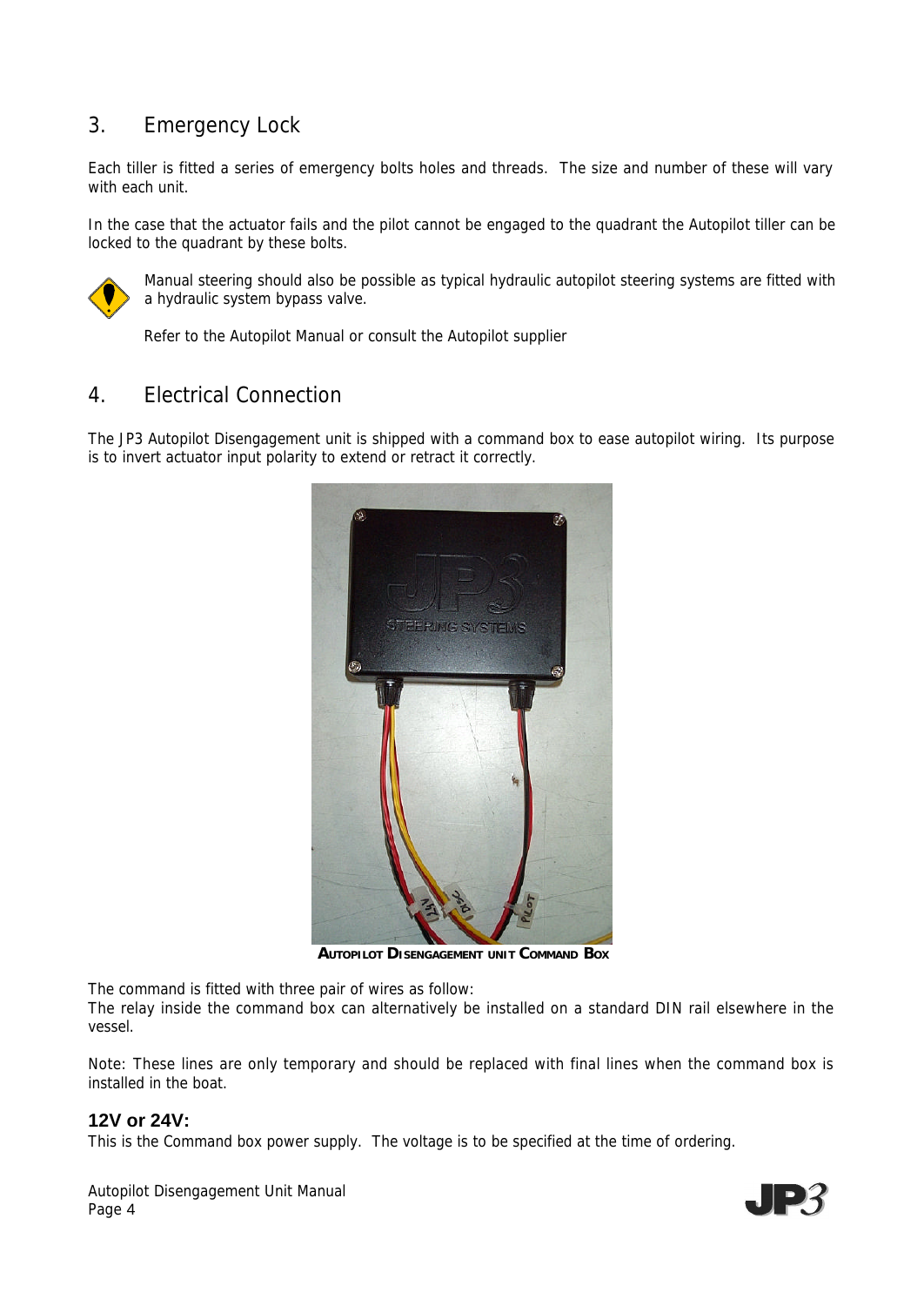## 3. Emergency Lock

Each tiller is fitted a series of emergency bolts holes and threads. The size and number of these will vary with each unit.

In the case that the actuator fails and the pilot cannot be engaged to the quadrant the Autopilot tiller can be locked to the quadrant by these bolts.

Manual steering should also be possible as typical hydraulic autopilot steering systems are fitted with a hydraulic system bypass valve.

Refer to the Autopilot Manual or consult the Autopilot supplier

## 4. Electrical Connection

The JP3 Autopilot Disengagement unit is shipped with a command box to ease autopilot wiring. Its purpose is to invert actuator input polarity to extend or retract it correctly.

**Autopilot Disengagement unit Command Box**

The command is fitted with three pair of wires as follow:
The relay inside the command box can alternatively be installed on a standard DIN rail elsewhere in the vessel.

Note: These lines are only temporary and should be replaced with final lines when the command box is installed in the boat.

### 12V or 24V:

This is the Command box power supply. The voltage is to be specified at the time of ordering.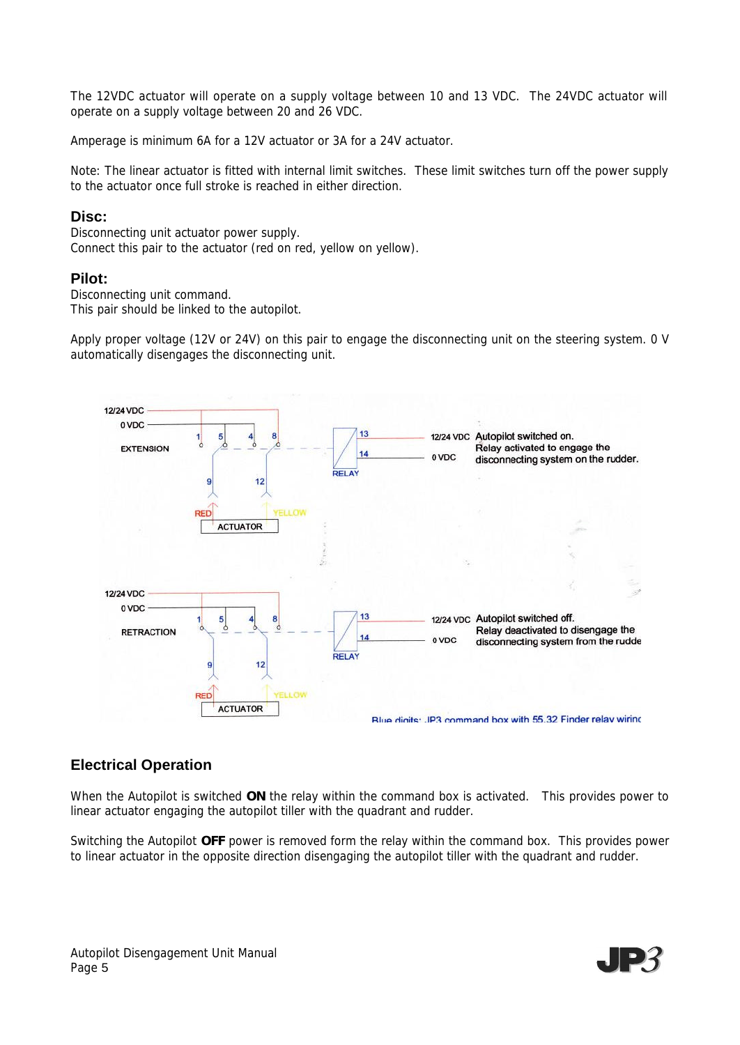The 12VDC actuator will operate on a supply voltage between 10 and 13 VDC. The 24VDC actuator will operate on a supply voltage between 20 and 26 VDC.

Amperage is minimum 6A for a 12V actuator or 3A for a 24V actuator.

Note: The linear actuator is fitted with internal limit switches. These limit switches turn off the power supply to the actuator once full stroke is reached in either direction.

### Disc:

Disconnecting unit actuator power supply.
Connect this pair to the actuator (red on red, yellow on yellow).

### Pilot:

Disconnecting unit command.
This pair should be linked to the autopilot.

Apply proper voltage (12V or 24V) on this pair to engage the disconnecting unit on the steering system. 0 V automatically disengages the disconnecting unit.

12/24 VDC
0 VDC
EXTENSION
1 5 4 8
9 12
RED YELLOW
ACTUATOR
13
14
RELAY
12/24 VDC Autopilot switched on.
0 VDC Relay activated to engage the disconnecting system on the rudder.

12/24 VDC
0 VDC
RETRACTION
1 5 4 8
9 12
RED YELLOW
ACTUATOR
13
14
RELAY
12/24 VDC Autopilot switched off.
0 VDC Relay deactivated to disengage the disconnecting system from the rudde

Blue digits: JP3 command box with 55.32 Finder relay wiring

## Electrical Operation

When the Autopilot is switched **ON** the relay within the command box is activated. This provides power to linear actuator engaging the autopilot tiller with the quadrant and rudder.

Switching the Autopilot **OFF** power is removed form the relay within the command box. This provides power to linear actuator in the opposite direction disengaging the autopilot tiller with the quadrant and rudder.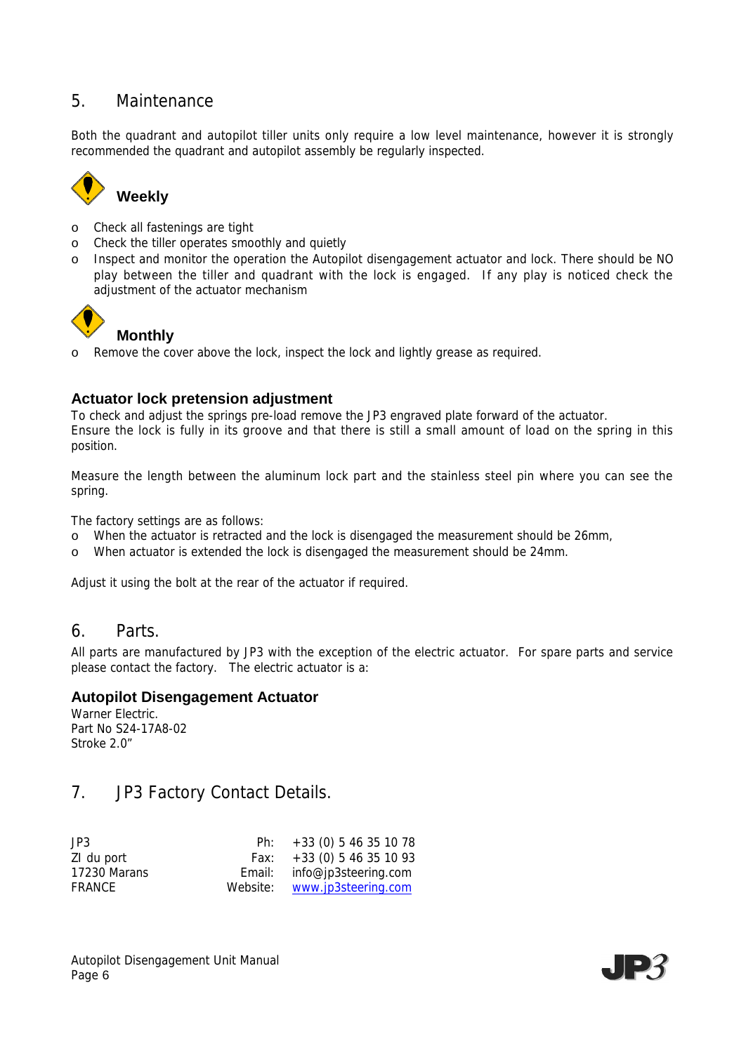## 5. Maintenance

Both the quadrant and autopilot tiller units only require a low level maintenance, however it is strongly recommended the quadrant and autopilot assembly be regularly inspected.

### Weekly

- Check all fastenings are tight
- Check the tiller operates smoothly and quietly
- Inspect and monitor the operation the Autopilot disengagement actuator and lock. There should be NO play between the tiller and quadrant with the lock is engaged. If any play is noticed check the adjustment of the actuator mechanism

### Monthly

- Remove the cover above the lock, inspect the lock and lightly grease as required.

### Actuator lock pretension adjustment

To check and adjust the springs pre-load remove the JP3 engraved plate forward of the actuator.
Ensure the lock is fully in its groove and that there is still a small amount of load on the spring in this position.

Measure the length between the aluminum lock part and the stainless steel pin where you can see the spring.

The factory settings are as follows:

- When the actuator is retracted and the lock is disengaged the measurement should be 26mm,
- When actuator is extended the lock is disengaged the measurement should be 24mm.

Adjust it using the bolt at the rear of the actuator if required.

## 6. Parts.

All parts are manufactured by JP3 with the exception of the electric actuator. For spare parts and service please contact the factory. The electric actuator is a:

### Autopilot Disengagement Actuator

Warner Electric.
Part No S24-17A8-02
Stroke 2.0”

## 7. JP3 Factory Contact Details.

| | | |
|---|---|---|
| JP3 | Ph: | +33 (0) 5 46 35 10 78 |
| ZI du port | Fax: | +33 (0) 5 46 35 10 93 |
| 17230 Marans | Email: | info@jp3steering.com |
| FRANCE | Website: | www.jp3steering.com |